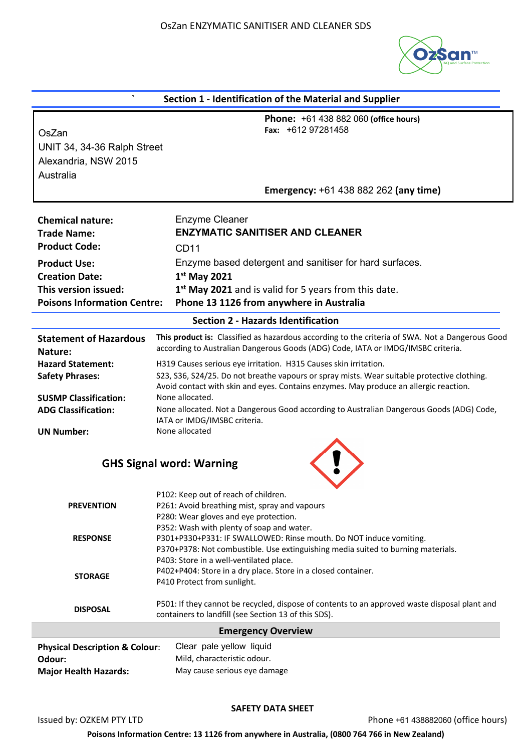## Section 1 - Identification of the Material and Supplier

OsZan
UNIT 34, 34-36 Ralph Street
Alexandria, NSW 2015
Australia

**Phone:** +61 438 882 060 **(office hours)**
**Fax:** +612 97281458

**Emergency:** +61 438 882 262 **(any time)**

| | |
|---|---|
| **Chemical nature:** | Enzyme Cleaner |
| **Trade Name:** | **ENZYMATIC SANITISER AND CLEANER** |
| **Product Code:** | CD11 |
| **Product Use:** | Enzyme based detergent and sanitiser for hard surfaces. |
| **Creation Date:** | **1st May 2021** |
| **This version issued:** | **1st May 2021** and is valid for 5 years from this date. |
| **Poisons Information Centre:** | **Phone 13 1126 from anywhere in Australia** |

## Section 2 - Hazards Identification

| | |
|---|---|
| **Statement of Hazardous Nature:** | **This product is:** Classified as hazardous according to the criteria of SWA. Not a Dangerous Good according to Australian Dangerous Goods (ADG) Code, IATA or IMDG/IMSBC criteria. |
| **Hazard Statement:** | H319 Causes serious eye irritation. H315 Causes skin irritation. |
| **Safety Phrases:** | S23, S36, S24/25. Do not breathe vapours or spray mists. Wear suitable protective clothing. Avoid contact with skin and eyes. Contains enzymes. May produce an allergic reaction. |
| **SUSMP Classification:** | None allocated. |
| **ADG Classification:** | None allocated. Not a Dangerous Good according to Australian Dangerous Goods (ADG) Code, IATA or IMDG/IMSBC criteria. |
| **UN Number:** | None allocated |

### GHS Signal word: Warning

| | |
|---|---|
| **PREVENTION** | P102: Keep out of reach of children.<br>P261: Avoid breathing mist, spray and vapours<br>P280: Wear gloves and eye protection. |
| **RESPONSE** | P352: Wash with plenty of soap and water.<br>P301+P330+P331: IF SWALLOWED: Rinse mouth. Do NOT induce vomiting.<br>P370+P378: Not combustible. Use extinguishing media suited to burning materials. |
| **STORAGE** | P403: Store in a well-ventilated place.<br>P402+P404: Store in a dry place. Store in a closed container.<br>P410 Protect from sunlight. |
| **DISPOSAL** | P501: If they cannot be recycled, dispose of contents to an approved waste disposal plant and containers to landfill (see Section 13 of this SDS). |

### Emergency Overview

| | |
|---|---|
| **Physical Description & Colour:** | Clear pale yellow liquid |
| **Odour:** | Mild, characteristic odour. |
| **Major Health Hazards:** | May cause serious eye damage |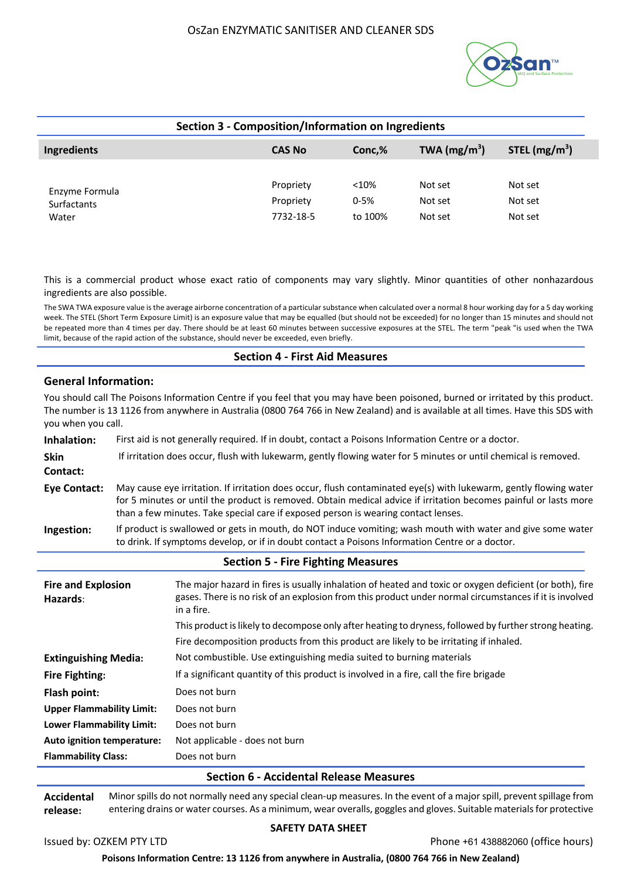## Section 3 - Composition/Information on Ingredients

| Ingredients | CAS No | Conc,% | TWA (mg/m$^3$) | STEL (mg/m$^3$) |
|---|---|---|---|---|
| Enzyme Formula | Propriety | <10% | Not set | Not set |
| Surfactants | Propriety | 0-5% | Not set | Not set |
| Water | 7732-18-5 | to 100% | Not set | Not set |

This is a commercial product whose exact ratio of components may vary slightly. Minor quantities of other nonhazardous ingredients are also possible.

The SWA TWA exposure value is the average airborne concentration of a particular substance when calculated over a normal 8 hour working day for a 5 day working week. The STEL (Short Term Exposure Limit) is an exposure value that may be equalled (but should not be exceeded) for no longer than 15 minutes and should not be repeated more than 4 times per day. There should be at least 60 minutes between successive exposures at the STEL. The term "peak "is used when the TWA limit, because of the rapid action of the substance, should never be exceeded, even briefly.

## Section 4 - First Aid Measures

### General Information:

You should call The Poisons Information Centre if you feel that you may have been poisoned, burned or irritated by this product. The number is 13 1126 from anywhere in Australia (0800 764 766 in New Zealand) and is available at all times. Have this SDS with you when you call.

**Inhalation:** First aid is not generally required. If in doubt, contact a Poisons Information Centre or a doctor.

**Skin Contact:** If irritation does occur, flush with lukewarm, gently flowing water for 5 minutes or until chemical is removed.

**Eye Contact:** May cause eye irritation. If irritation does occur, flush contaminated eye(s) with lukewarm, gently flowing water for 5 minutes or until the product is removed. Obtain medical advice if irritation becomes painful or lasts more than a few minutes. Take special care if exposed person is wearing contact lenses.

**Ingestion:** If product is swallowed or gets in mouth, do NOT induce vomiting; wash mouth with water and give some water to drink. If symptoms develop, or if in doubt contact a Poisons Information Centre or a doctor.

## Section 5 - Fire Fighting Measures

**Fire and Explosion Hazards:** The major hazard in fires is usually inhalation of heated and toxic or oxygen deficient (or both), fire gases. There is no risk of an explosion from this product under normal circumstances if it is involved in a fire.

This product is likely to decompose only after heating to dryness, followed by further strong heating.

Fire decomposition products from this product are likely to be irritating if inhaled.

**Extinguishing Media:** Not combustible. Use extinguishing media suited to burning materials

**Fire Fighting:** If a significant quantity of this product is involved in a fire, call the fire brigade

**Flash point:** Does not burn

**Upper Flammability Limit:** Does not burn

**Lower Flammability Limit:** Does not burn

**Auto ignition temperature:** Not applicable - does not burn

**Flammability Class:** Does not burn

## Section 6 - Accidental Release Measures

**Accidental release:** Minor spills do not normally need any special clean-up measures. In the event of a major spill, prevent spillage from entering drains or water courses. As a minimum, wear overalls, goggles and gloves. Suitable materials for protective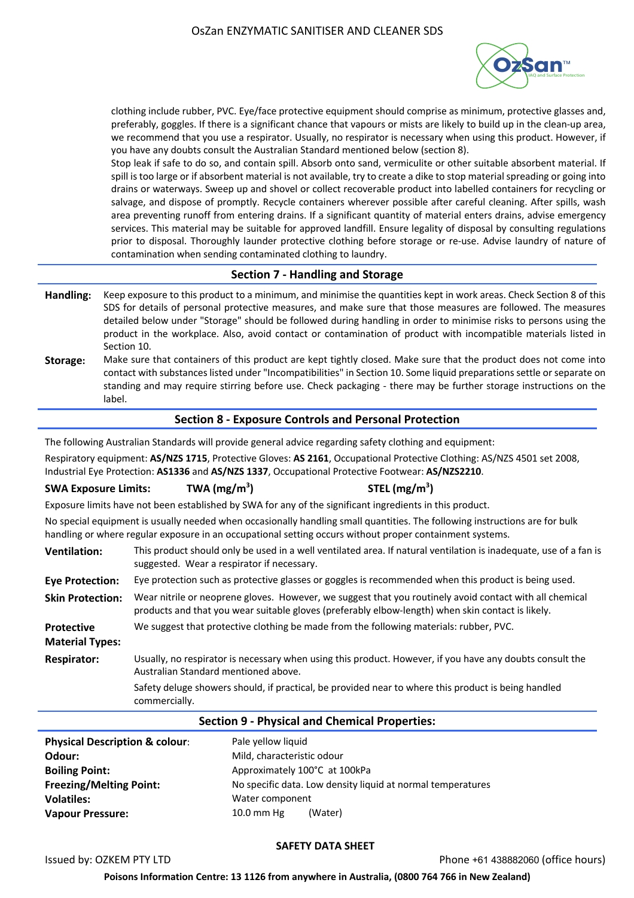clothing include rubber, PVC. Eye/face protective equipment should comprise as minimum, protective glasses and, preferably, goggles. If there is a significant chance that vapours or mists are likely to build up in the clean-up area, we recommend that you use a respirator. Usually, no respirator is necessary when using this product. However, if you have any doubts consult the Australian Standard mentioned below (section 8).

Stop leak if safe to do so, and contain spill. Absorb onto sand, vermiculite or other suitable absorbent material. If spill is too large or if absorbent material is not available, try to create a dike to stop material spreading or going into drains or waterways. Sweep up and shovel or collect recoverable product into labelled containers for recycling or salvage, and dispose of promptly. Recycle containers wherever possible after careful cleaning. After spills, wash area preventing runoff from entering drains. If a significant quantity of material enters drains, advise emergency services. This material may be suitable for approved landfill. Ensure legality of disposal by consulting regulations prior to disposal. Thoroughly launder protective clothing before storage or re-use. Advise laundry of nature of contamination when sending contaminated clothing to laundry.

## Section 7 - Handling and Storage

**Handling:** Keep exposure to this product to a minimum, and minimise the quantities kept in work areas. Check Section 8 of this SDS for details of personal protective measures, and make sure that those measures are followed. The measures detailed below under "Storage" should be followed during handling in order to minimise risks to persons using the product in the workplace. Also, avoid contact or contamination of product with incompatible materials listed in Section 10.

**Storage:** Make sure that containers of this product are kept tightly closed. Make sure that the product does not come into contact with substances listed under "Incompatibilities" in Section 10. Some liquid preparations settle or separate on standing and may require stirring before use. Check packaging - there may be further storage instructions on the label.

## Section 8 - Exposure Controls and Personal Protection

The following Australian Standards will provide general advice regarding safety clothing and equipment:

Respiratory equipment: **AS/NZS 1715**, Protective Gloves: **AS 2161**, Occupational Protective Clothing: AS/NZS 4501 set 2008, Industrial Eye Protection: **AS1336** and **AS/NZS 1337**, Occupational Protective Footwear: **AS/NZS2210**.

**SWA Exposure Limits:** **TWA (mg/m$^3$)** **STEL (mg/m$^3$)**

Exposure limits have not been established by SWA for any of the significant ingredients in this product.

No special equipment is usually needed when occasionally handling small quantities. The following instructions are for bulk handling or where regular exposure in an occupational setting occurs without proper containment systems.

**Ventilation:** This product should only be used in a well ventilated area. If natural ventilation is inadequate, use of a fan is suggested. Wear a respirator if necessary.

**Eye Protection:** Eye protection such as protective glasses or goggles is recommended when this product is being used.

**Skin Protection:** Wear nitrile or neoprene gloves. However, we suggest that you routinely avoid contact with all chemical products and that you wear suitable gloves (preferably elbow-length) when skin contact is likely.

**Protective Material Types:** We suggest that protective clothing be made from the following materials: rubber, PVC.

**Respirator:** Usually, no respirator is necessary when using this product. However, if you have any doubts consult the Australian Standard mentioned above.

Safety deluge showers should, if practical, be provided near to where this product is being handled commercially.

## Section 9 - Physical and Chemical Properties:

| | |
|---|---|
| **Physical Description & colour**: | Pale yellow liquid |
| **Odour:** | Mild, characteristic odour |
| **Boiling Point:** | Approximately 100°C at 100kPa |
| **Freezing/Melting Point:** | No specific data. Low density liquid at normal temperatures |
| **Volatiles:** | Water component |
| **Vapour Pressure:** | 10.0 mm Hg (Water) |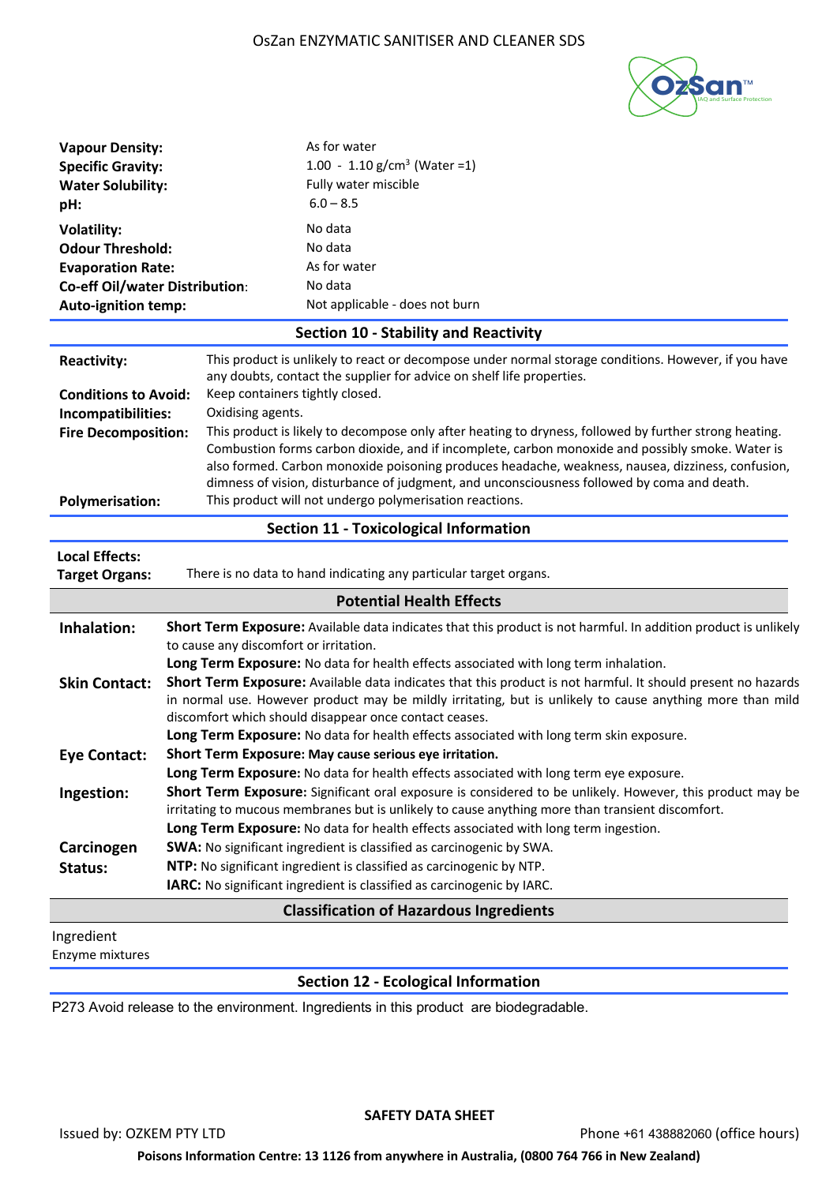**Vapour Density:** As for water
**Specific Gravity:** 1.00 - 1.10 g/cm$^3$ (Water =1)
**Water Solubility:** Fully water miscible
**pH:** 6.0 – 8.5
**Volatility:** No data
**Odour Threshold:** No data
**Evaporation Rate:** As for water
**Co-eff Oil/water Distribution:** No data
**Auto-ignition temp:** Not applicable - does not burn

## Section 10 - Stability and Reactivity

**Reactivity:** This product is unlikely to react or decompose under normal storage conditions. However, if you have any doubts, contact the supplier for advice on shelf life properties.

**Conditions to Avoid:** Keep containers tightly closed.

**Incompatibilities:** Oxidising agents.

**Fire Decomposition:** This product is likely to decompose only after heating to dryness, followed by further strong heating. Combustion forms carbon dioxide, and if incomplete, carbon monoxide and possibly smoke. Water is also formed. Carbon monoxide poisoning produces headache, weakness, nausea, dizziness, confusion, dimness of vision, disturbance of judgment, and unconsciousness followed by coma and death.

**Polymerisation:** This product will not undergo polymerisation reactions.

## Section 11 - Toxicological Information

**Local Effects:**
**Target Organs:** There is no data to hand indicating any particular target organs.

### Potential Health Effects

**Inhalation:**
**Short Term Exposure:** Available data indicates that this product is not harmful. In addition product is unlikely to cause any discomfort or irritation.
**Long Term Exposure:** No data for health effects associated with long term inhalation.

**Skin Contact:**
**Short Term Exposure:** Available data indicates that this product is not harmful. It should present no hazards in normal use. However product may be mildly irritating, but is unlikely to cause anything more than mild discomfort which should disappear once contact ceases.
**Long Term Exposure:** No data for health effects associated with long term skin exposure.

**Eye Contact:**
**Short Term Exposure: May cause serious eye irritation.**
**Long Term Exposure:** No data for health effects associated with long term eye exposure.

**Ingestion:**
**Short Term Exposure:** Significant oral exposure is considered to be unlikely. However, this product may be irritating to mucous membranes but is unlikely to cause anything more than transient discomfort.
**Long Term Exposure:** No data for health effects associated with long term ingestion.

**Carcinogen Status:**
**SWA:** No significant ingredient is classified as carcinogenic by SWA.
**NTP:** No significant ingredient is classified as carcinogenic by NTP.
**IARC:** No significant ingredient is classified as carcinogenic by IARC.

### Classification of Hazardous Ingredients

Ingredient
Enzyme mixtures

## Section 12 - Ecological Information

P273 Avoid release to the environment. Ingredients in this product are biodegradable.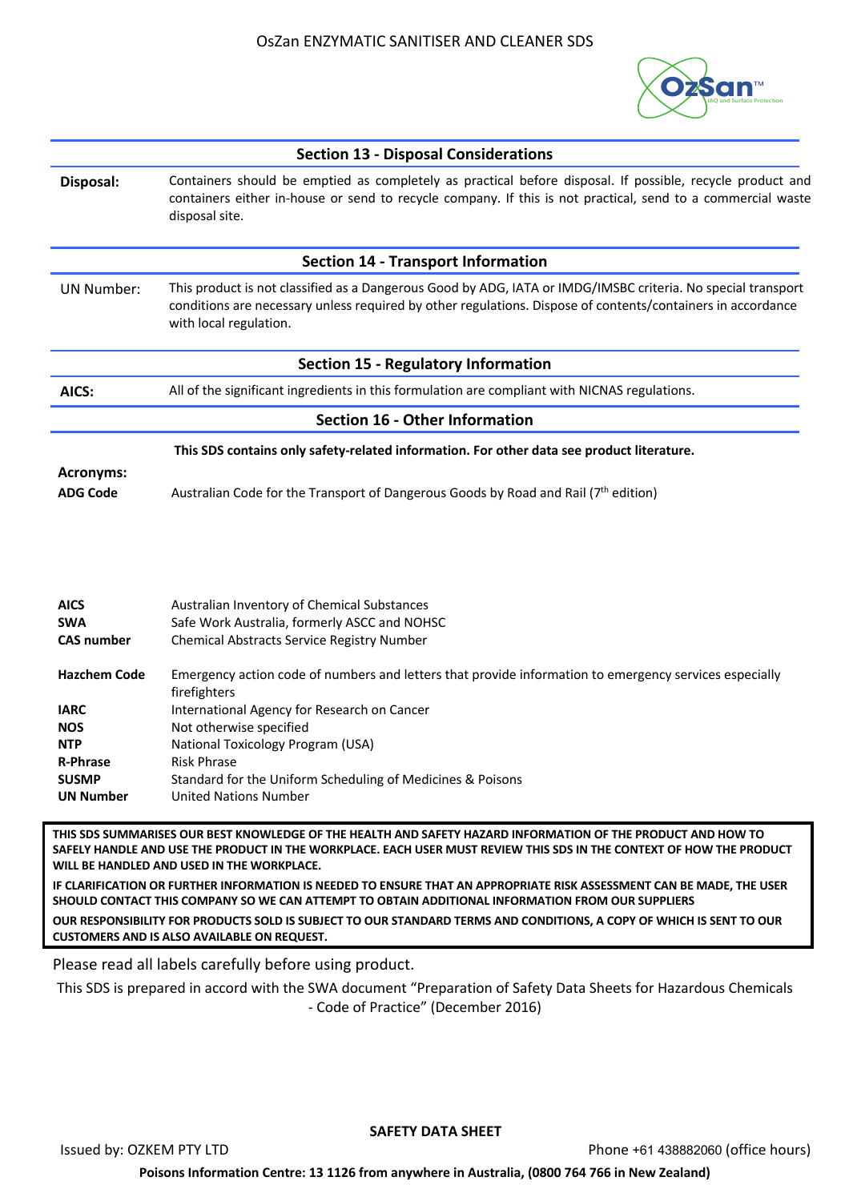## Section 13 - Disposal Considerations

**Disposal:** Containers should be emptied as completely as practical before disposal. If possible, recycle product and containers either in-house or send to recycle company. If this is not practical, send to a commercial waste disposal site.

## Section 14 - Transport Information

UN Number: This product is not classified as a Dangerous Good by ADG, IATA or IMDG/IMSBC criteria. No special transport conditions are necessary unless required by other regulations. Dispose of contents/containers in accordance with local regulation.

## Section 15 - Regulatory Information

**AICS:** All of the significant ingredients in this formulation are compliant with NICNAS regulations.

## Section 16 - Other Information

**This SDS contains only safety-related information. For other data see product literature.**

**Acronyms:**

| | |
|---|---|
| **ADG Code** | Australian Code for the Transport of Dangerous Goods by Road and Rail (7th edition) |
| **AICS** | Australian Inventory of Chemical Substances |
| **SWA** | Safe Work Australia, formerly ASCC and NOHSC |
| **CAS number** | Chemical Abstracts Service Registry Number |
| **Hazchem Code** | Emergency action code of numbers and letters that provide information to emergency services especially firefighters |
| **IARC** | International Agency for Research on Cancer |
| **NOS** | Not otherwise specified |
| **NTP** | National Toxicology Program (USA) |
| **R-Phrase** | Risk Phrase |
| **SUSMP** | Standard for the Uniform Scheduling of Medicines & Poisons |
| **UN Number** | United Nations Number |

**THIS SDS SUMMARISES OUR BEST KNOWLEDGE OF THE HEALTH AND SAFETY HAZARD INFORMATION OF THE PRODUCT AND HOW TO SAFELY HANDLE AND USE THE PRODUCT IN THE WORKPLACE. EACH USER MUST REVIEW THIS SDS IN THE CONTEXT OF HOW THE PRODUCT WILL BE HANDLED AND USED IN THE WORKPLACE.**

**IF CLARIFICATION OR FURTHER INFORMATION IS NEEDED TO ENSURE THAT AN APPROPRIATE RISK ASSESSMENT CAN BE MADE, THE USER SHOULD CONTACT THIS COMPANY SO WE CAN ATTEMPT TO OBTAIN ADDITIONAL INFORMATION FROM OUR SUPPLIERS**

**OUR RESPONSIBILITY FOR PRODUCTS SOLD IS SUBJECT TO OUR STANDARD TERMS AND CONDITIONS, A COPY OF WHICH IS SENT TO OUR CUSTOMERS AND IS ALSO AVAILABLE ON REQUEST.**

Please read all labels carefully before using product.

This SDS is prepared in accord with the SWA document "Preparation of Safety Data Sheets for Hazardous Chemicals - Code of Practice" (December 2016)